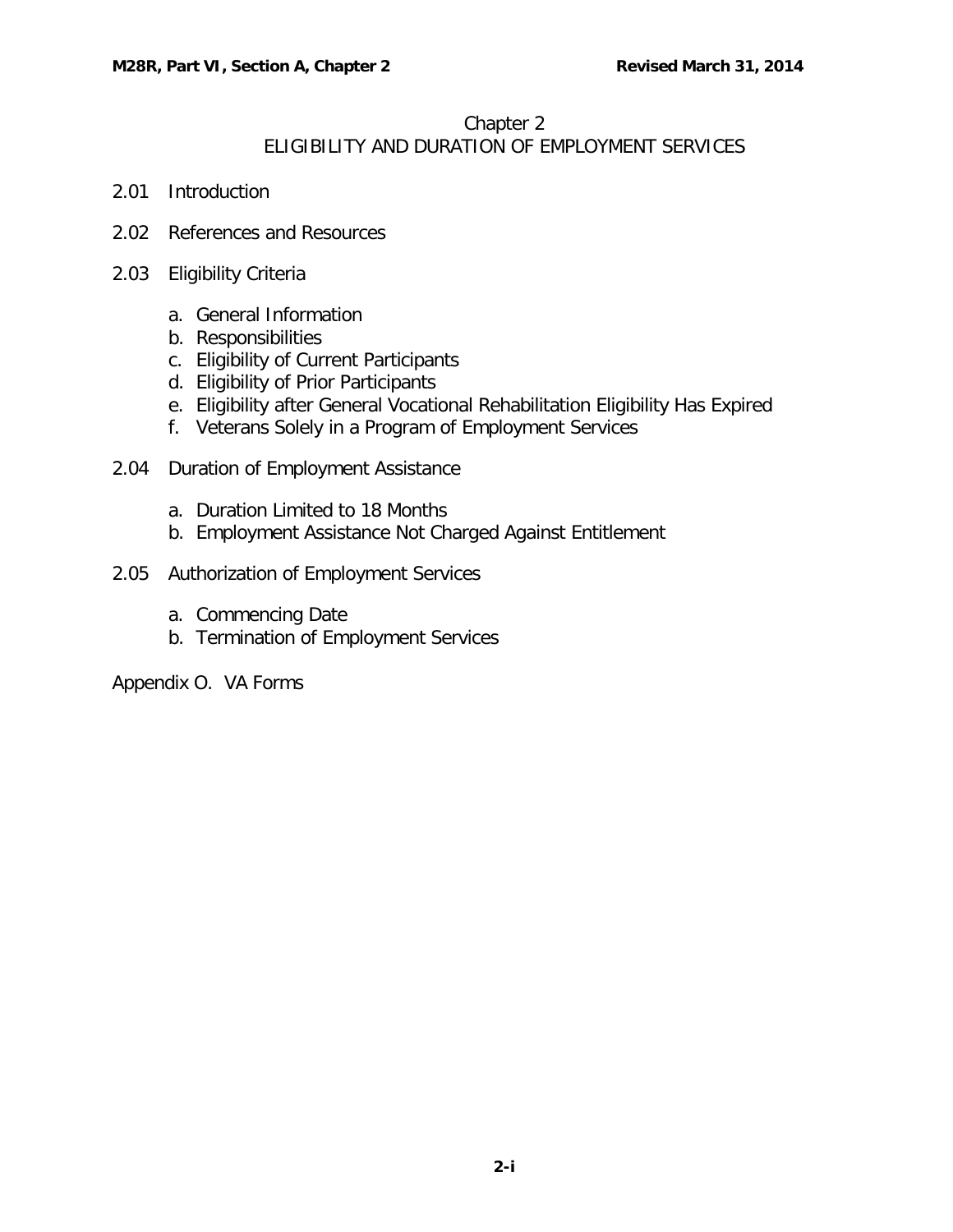# Chapter 2
## ELIGIBILITY AND DURATION OF EMPLOYMENT SERVICES

2.01 Introduction

2.02 References and Resources

2.03 Eligibility Criteria

a. General Information
b. Responsibilities
c. Eligibility of Current Participants
d. Eligibility of Prior Participants
e. Eligibility after General Vocational Rehabilitation Eligibility Has Expired
f. Veterans Solely in a Program of Employment Services

2.04 Duration of Employment Assistance

a. Duration Limited to 18 Months
b. Employment Assistance Not Charged Against Entitlement

2.05 Authorization of Employment Services

a. Commencing Date
b. Termination of Employment Services

Appendix O. VA Forms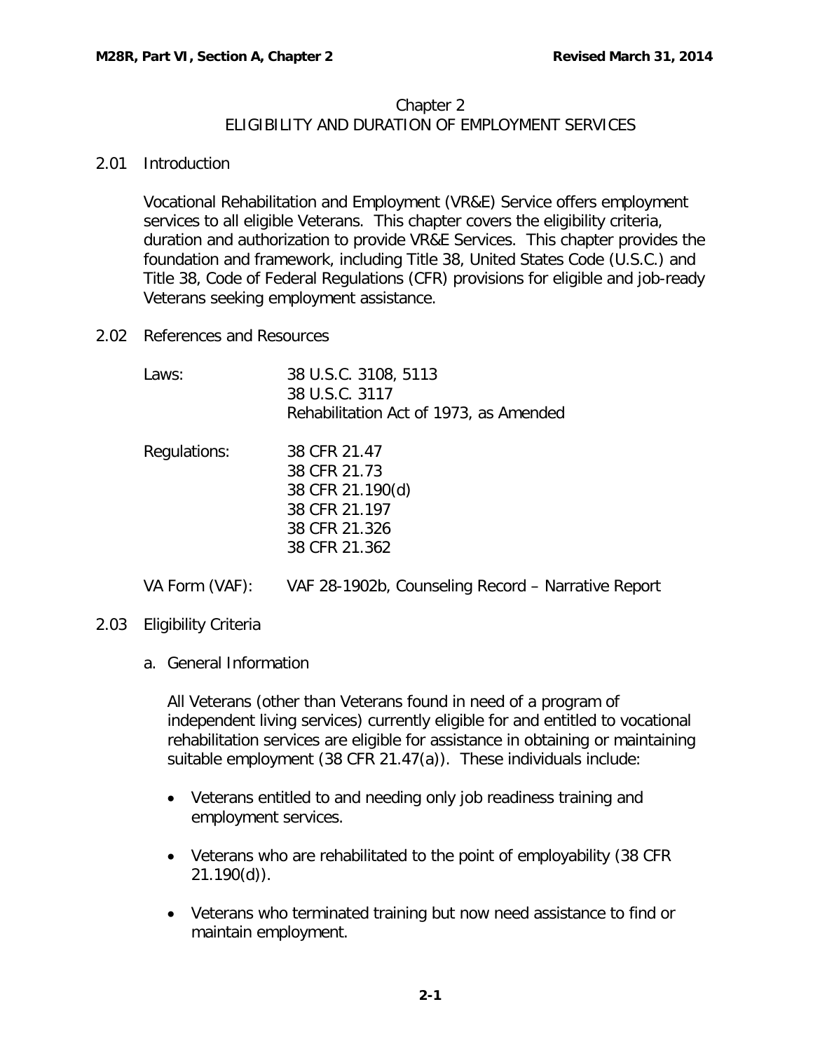# Chapter 2
# ELIGIBILITY AND DURATION OF EMPLOYMENT SERVICES

## 2.01 Introduction

Vocational Rehabilitation and Employment (VR&E) Service offers employment services to all eligible Veterans. This chapter covers the eligibility criteria, duration and authorization to provide VR&E Services. This chapter provides the foundation and framework, including Title 38, United States Code (U.S.C.) and Title 38, Code of Federal Regulations (CFR) provisions for eligible and job-ready Veterans seeking employment assistance.

## 2.02 References and Resources

| | |
|---|---|
| Laws: | 38 U.S.C. 3108, 5113<br>38 U.S.C. 3117<br>Rehabilitation Act of 1973, as Amended |
| Regulations: | 38 CFR 21.47<br>38 CFR 21.73<br>38 CFR 21.190(d)<br>38 CFR 21.197<br>38 CFR 21.326<br>38 CFR 21.362 |
| VA Form (VAF): | VAF 28-1902b, Counseling Record – Narrative Report |

## 2.03 Eligibility Criteria

### a. General Information

All Veterans (other than Veterans found in need of a program of independent living services) currently eligible for and entitled to vocational rehabilitation services are eligible for assistance in obtaining or maintaining suitable employment (38 CFR 21.47(a)). These individuals include:

- Veterans entitled to and needing only job readiness training and employment services.
- Veterans who are rehabilitated to the point of employability (38 CFR 21.190(d)).
- Veterans who terminated training but now need assistance to find or maintain employment.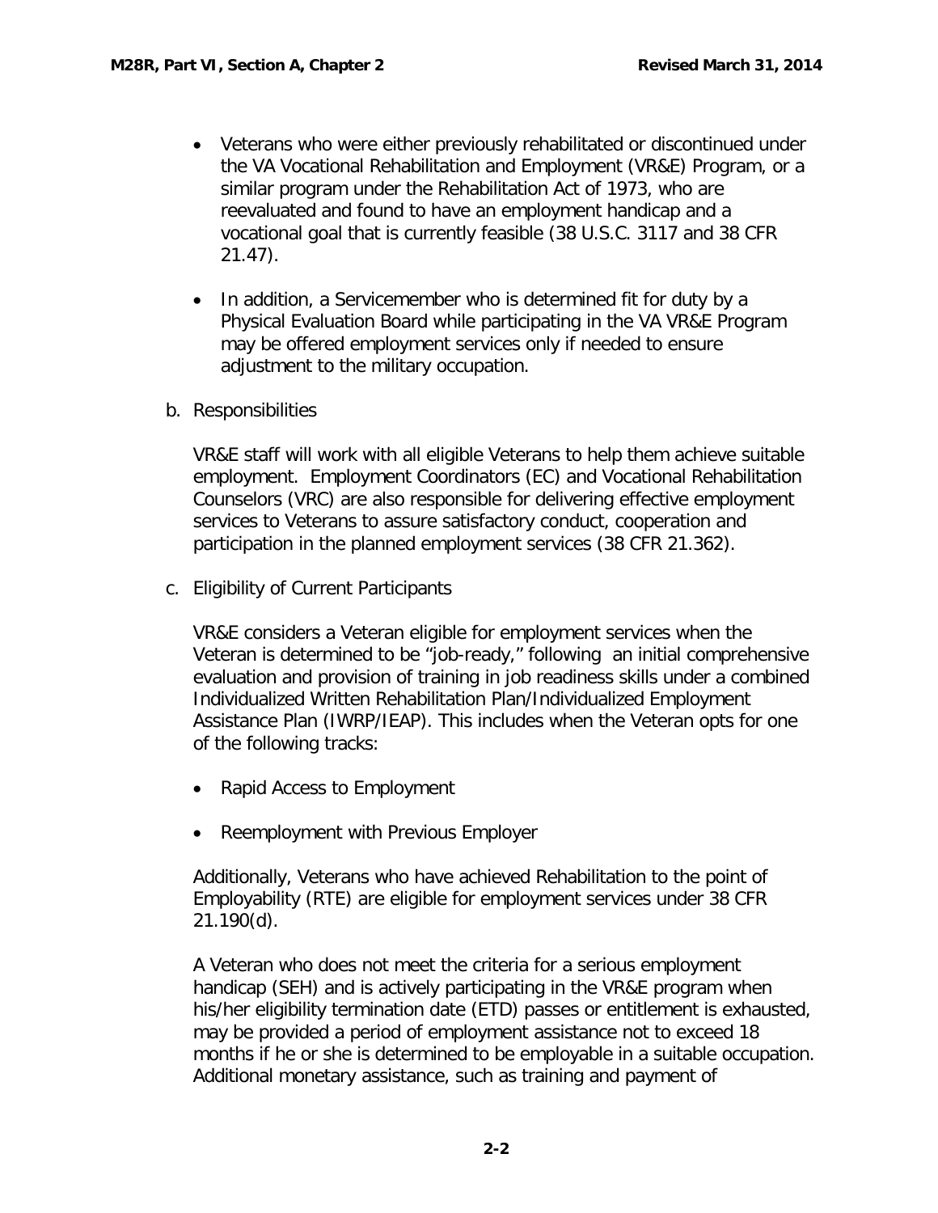- Veterans who were either previously rehabilitated or discontinued under the VA Vocational Rehabilitation and Employment (VR&E) Program, or a similar program under the Rehabilitation Act of 1973, who are reevaluated and found to have an employment handicap and a vocational goal that is currently feasible (38 U.S.C. 3117 and 38 CFR 21.47).

- In addition, a Servicemember who is determined fit for duty by a Physical Evaluation Board while participating in the VA VR&E Program may be offered employment services only if needed to ensure adjustment to the military occupation.

b. Responsibilities

VR&E staff will work with all eligible Veterans to help them achieve suitable employment. Employment Coordinators (EC) and Vocational Rehabilitation Counselors (VRC) are also responsible for delivering effective employment services to Veterans to assure satisfactory conduct, cooperation and participation in the planned employment services (38 CFR 21.362).

c. Eligibility of Current Participants

VR&E considers a Veteran eligible for employment services when the Veteran is determined to be "job-ready," following an initial comprehensive evaluation and provision of training in job readiness skills under a combined Individualized Written Rehabilitation Plan/Individualized Employment Assistance Plan (IWRP/IEAP). This includes when the Veteran opts for one of the following tracks:

- Rapid Access to Employment

- Reemployment with Previous Employer

Additionally, Veterans who have achieved Rehabilitation to the point of Employability (RTE) are eligible for employment services under 38 CFR 21.190(d).

A Veteran who does not meet the criteria for a serious employment handicap (SEH) and is actively participating in the VR&E program when his/her eligibility termination date (ETD) passes or entitlement is exhausted, may be provided a period of employment assistance not to exceed 18 months if he or she is determined to be employable in a suitable occupation. Additional monetary assistance, such as training and payment of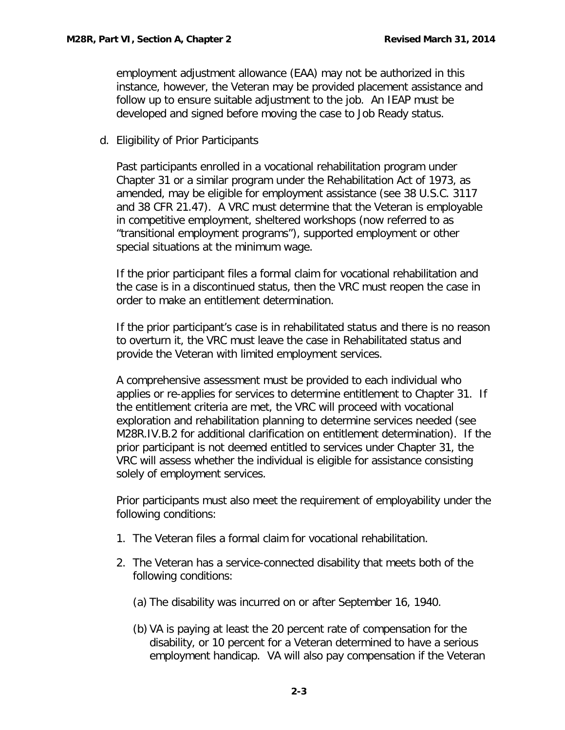employment adjustment allowance (EAA) may not be authorized in this instance, however, the Veteran may be provided placement assistance and follow up to ensure suitable adjustment to the job. An IEAP must be developed and signed before moving the case to Job Ready status.

d. Eligibility of Prior Participants

Past participants enrolled in a vocational rehabilitation program under Chapter 31 or a similar program under the Rehabilitation Act of 1973, as amended, may be eligible for employment assistance (see 38 U.S.C. 3117 and 38 CFR 21.47). A VRC must determine that the Veteran is employable in competitive employment, sheltered workshops (now referred to as "transitional employment programs"), supported employment or other special situations at the minimum wage.

If the prior participant files a formal claim for vocational rehabilitation and the case is in a discontinued status, then the VRC must reopen the case in order to make an entitlement determination.

If the prior participant's case is in rehabilitated status and there is no reason to overturn it, the VRC must leave the case in Rehabilitated status and provide the Veteran with limited employment services.

A comprehensive assessment must be provided to each individual who applies or re-applies for services to determine entitlement to Chapter 31. If the entitlement criteria are met, the VRC will proceed with vocational exploration and rehabilitation planning to determine services needed (see M28R.IV.B.2 for additional clarification on entitlement determination). If the prior participant is not deemed entitled to services under Chapter 31, the VRC will assess whether the individual is eligible for assistance consisting solely of employment services.

Prior participants must also meet the requirement of employability under the following conditions:

1. The Veteran files a formal claim for vocational rehabilitation.
2. The Veteran has a service-connected disability that meets both of the following conditions:

   (a) The disability was incurred on or after September 16, 1940.

   (b) VA is paying at least the 20 percent rate of compensation for the disability, or 10 percent for a Veteran determined to have a serious employment handicap. VA will also pay compensation if the Veteran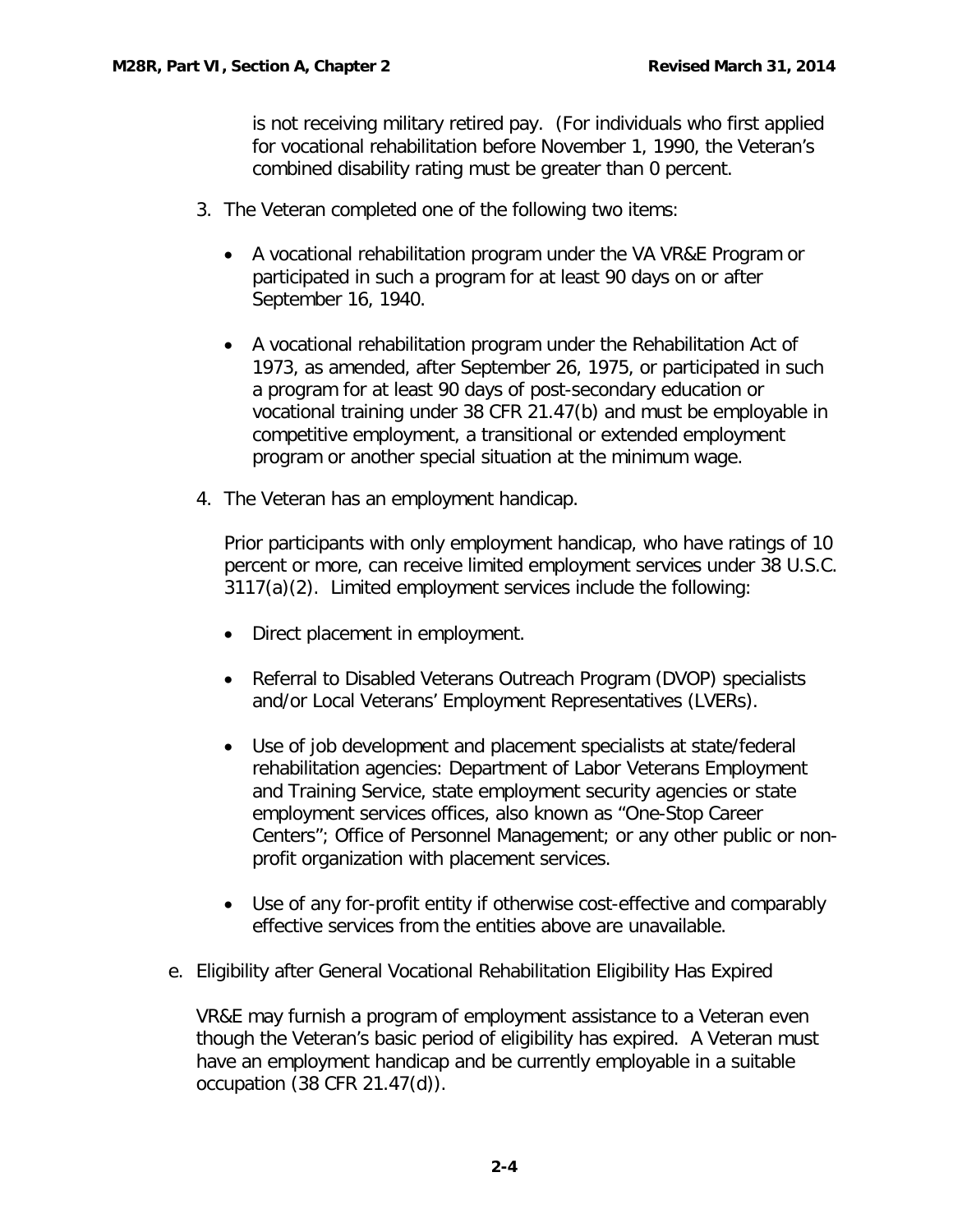is not receiving military retired pay. (For individuals who first applied for vocational rehabilitation before November 1, 1990, the Veteran's combined disability rating must be greater than 0 percent.

3. The Veteran completed one of the following two items:

   - A vocational rehabilitation program under the VA VR&E Program or participated in such a program for at least 90 days on or after September 16, 1940.

   - A vocational rehabilitation program under the Rehabilitation Act of 1973, as amended, after September 26, 1975, or participated in such a program for at least 90 days of post-secondary education or vocational training under 38 CFR 21.47(b) and must be employable in competitive employment, a transitional or extended employment program or another special situation at the minimum wage.

4. The Veteran has an employment handicap.

   Prior participants with only employment handicap, who have ratings of 10 percent or more, can receive limited employment services under 38 U.S.C. 3117(a)(2). Limited employment services include the following:

   - Direct placement in employment.

   - Referral to Disabled Veterans Outreach Program (DVOP) specialists and/or Local Veterans' Employment Representatives (LVERs).

   - Use of job development and placement specialists at state/federal rehabilitation agencies: Department of Labor Veterans Employment and Training Service, state employment security agencies or state employment services offices, also known as "One-Stop Career Centers"; Office of Personnel Management; or any other public or non-profit organization with placement services.

   - Use of any for-profit entity if otherwise cost-effective and comparably effective services from the entities above are unavailable.

e. Eligibility after General Vocational Rehabilitation Eligibility Has Expired

   VR&E may furnish a program of employment assistance to a Veteran even though the Veteran's basic period of eligibility has expired. A Veteran must have an employment handicap and be currently employable in a suitable occupation (38 CFR 21.47(d)).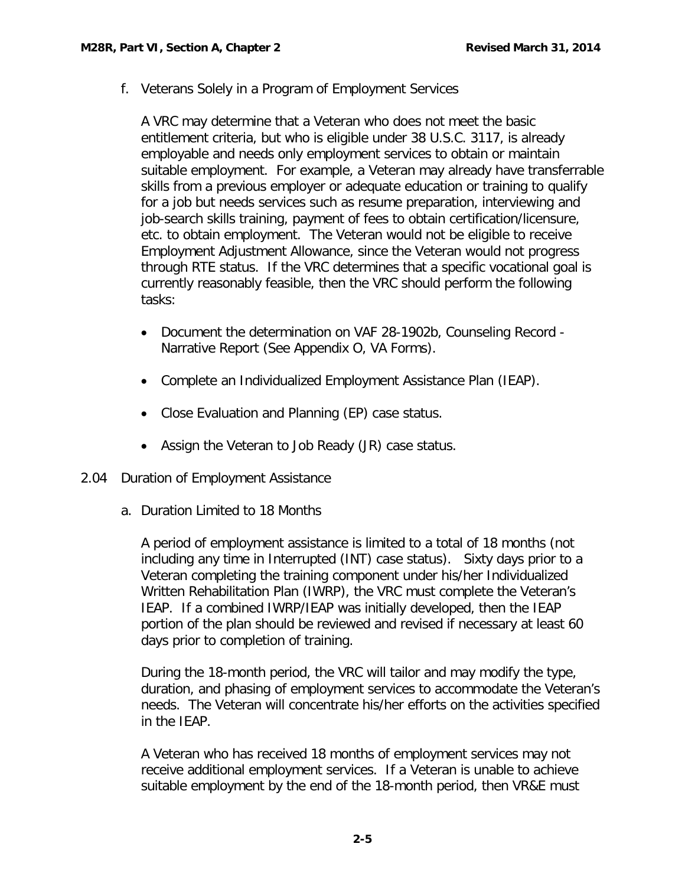f. Veterans Solely in a Program of Employment Services

A VRC may determine that a Veteran who does not meet the basic entitlement criteria, but who is eligible under 38 U.S.C. 3117, is already employable and needs only employment services to obtain or maintain suitable employment. For example, a Veteran may already have transferrable skills from a previous employer or adequate education or training to qualify for a job but needs services such as resume preparation, interviewing and job-search skills training, payment of fees to obtain certification/licensure, etc. to obtain employment. The Veteran would not be eligible to receive Employment Adjustment Allowance, since the Veteran would not progress through RTE status. If the VRC determines that a specific vocational goal is currently reasonably feasible, then the VRC should perform the following tasks:

- Document the determination on VAF 28-1902b, Counseling Record - Narrative Report (See Appendix O, VA Forms).
- Complete an Individualized Employment Assistance Plan (IEAP).
- Close Evaluation and Planning (EP) case status.
- Assign the Veteran to Job Ready (JR) case status.

## 2.04 Duration of Employment Assistance

a. Duration Limited to 18 Months

A period of employment assistance is limited to a total of 18 months (not including any time in Interrupted (INT) case status). Sixty days prior to a Veteran completing the training component under his/her Individualized Written Rehabilitation Plan (IWRP), the VRC must complete the Veteran's IEAP. If a combined IWRP/IEAP was initially developed, then the IEAP portion of the plan should be reviewed and revised if necessary at least 60 days prior to completion of training.

During the 18-month period, the VRC will tailor and may modify the type, duration, and phasing of employment services to accommodate the Veteran's needs. The Veteran will concentrate his/her efforts on the activities specified in the IEAP.

A Veteran who has received 18 months of employment services may not receive additional employment services. If a Veteran is unable to achieve suitable employment by the end of the 18-month period, then VR&E must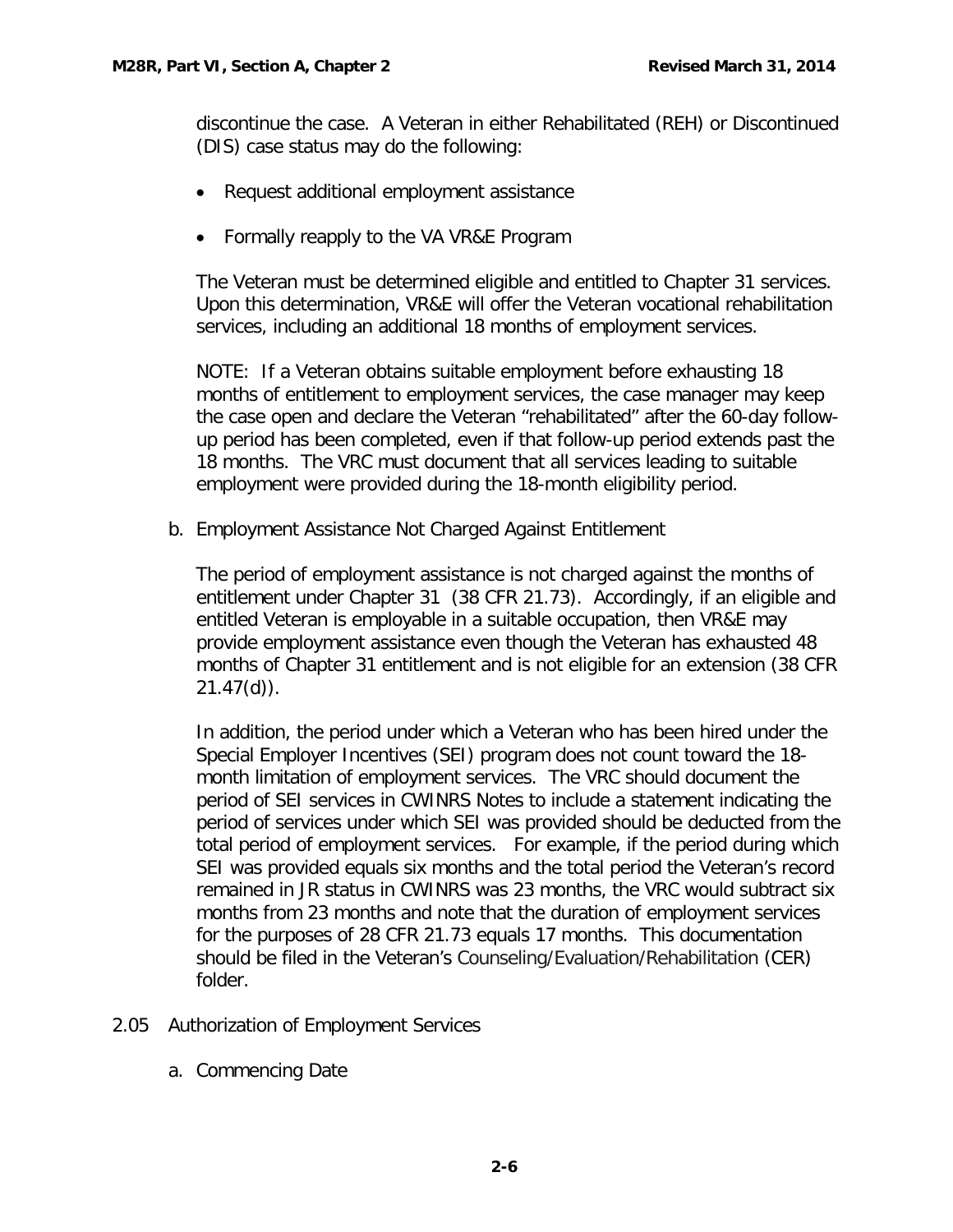discontinue the case. A Veteran in either Rehabilitated (REH) or Discontinued (DIS) case status may do the following:

- Request additional employment assistance
- Formally reapply to the VA VR&E Program

The Veteran must be determined eligible and entitled to Chapter 31 services. Upon this determination, VR&E will offer the Veteran vocational rehabilitation services, including an additional 18 months of employment services.

NOTE: If a Veteran obtains suitable employment before exhausting 18 months of entitlement to employment services, the case manager may keep the case open and declare the Veteran "rehabilitated" after the 60-day follow-up period has been completed, even if that follow-up period extends past the 18 months. The VRC must document that all services leading to suitable employment were provided during the 18-month eligibility period.

b. Employment Assistance Not Charged Against Entitlement

The period of employment assistance is not charged against the months of entitlement under Chapter 31 (38 CFR 21.73). Accordingly, if an eligible and entitled Veteran is employable in a suitable occupation, then VR&E may provide employment assistance even though the Veteran has exhausted 48 months of Chapter 31 entitlement and is not eligible for an extension (38 CFR 21.47(d)).

In addition, the period under which a Veteran who has been hired under the Special Employer Incentives (SEI) program does not count toward the 18-month limitation of employment services. The VRC should document the period of SEI services in CWINRS Notes to include a statement indicating the period of services under which SEI was provided should be deducted from the total period of employment services. For example, if the period during which SEI was provided equals six months and the total period the Veteran's record remained in JR status in CWINRS was 23 months, the VRC would subtract six months from 23 months and note that the duration of employment services for the purposes of 28 CFR 21.73 equals 17 months. This documentation should be filed in the Veteran's Counseling/Evaluation/Rehabilitation (CER) folder.

2.05 Authorization of Employment Services

a. Commencing Date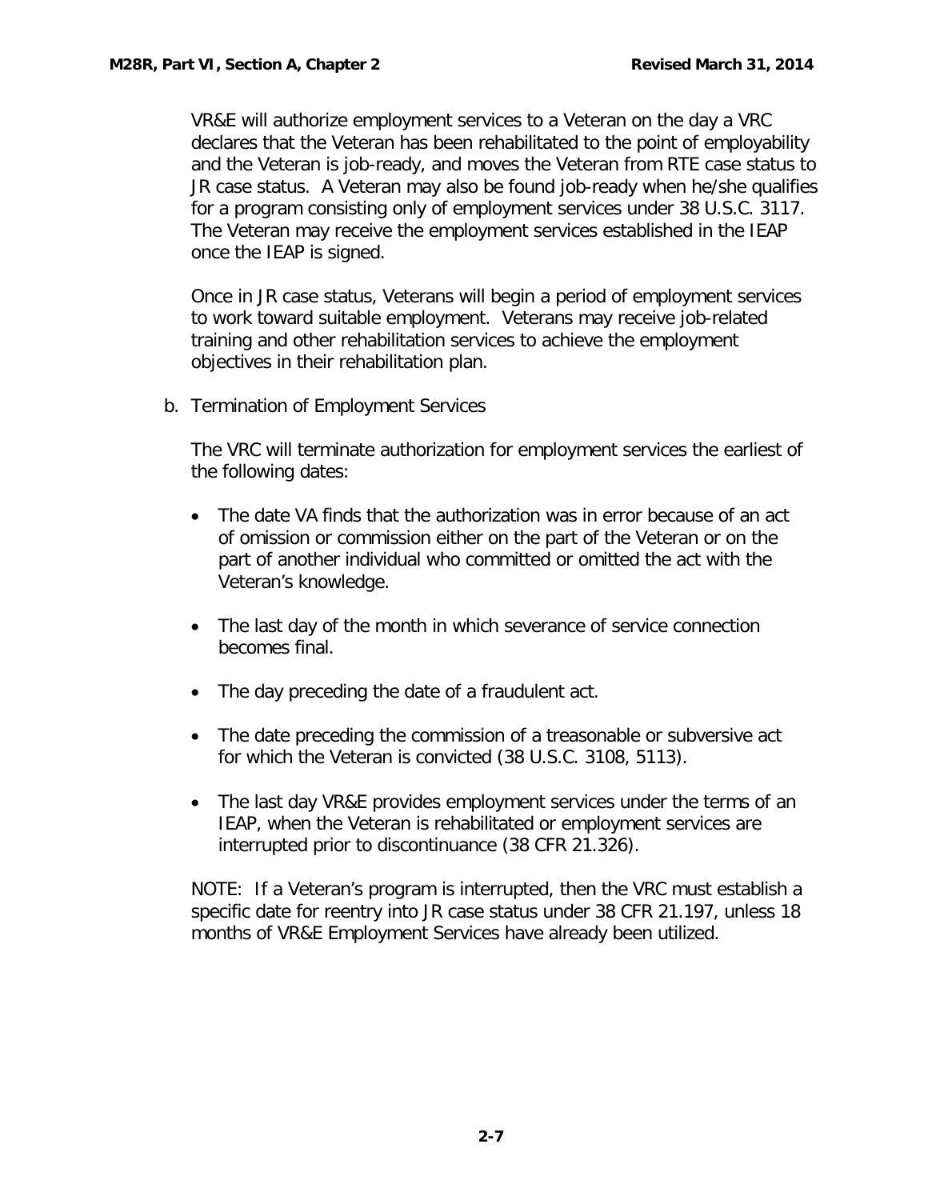VR&E will authorize employment services to a Veteran on the day a VRC declares that the Veteran has been rehabilitated to the point of employability and the Veteran is job-ready, and moves the Veteran from RTE case status to JR case status. A Veteran may also be found job-ready when he/she qualifies for a program consisting only of employment services under 38 U.S.C. 3117. The Veteran may receive the employment services established in the IEAP once the IEAP is signed.

Once in JR case status, Veterans will begin a period of employment services to work toward suitable employment. Veterans may receive job-related training and other rehabilitation services to achieve the employment objectives in their rehabilitation plan.

b. Termination of Employment Services

The VRC will terminate authorization for employment services the earliest of the following dates:

- The date VA finds that the authorization was in error because of an act of omission or commission either on the part of the Veteran or on the part of another individual who committed or omitted the act with the Veteran's knowledge.
- The last day of the month in which severance of service connection becomes final.
- The day preceding the date of a fraudulent act.
- The date preceding the commission of a treasonable or subversive act for which the Veteran is convicted (38 U.S.C. 3108, 5113).
- The last day VR&E provides employment services under the terms of an IEAP, when the Veteran is rehabilitated or employment services are interrupted prior to discontinuance (38 CFR 21.326).

NOTE: If a Veteran's program is interrupted, then the VRC must establish a specific date for reentry into JR case status under 38 CFR 21.197, unless 18 months of VR&E Employment Services have already been utilized.